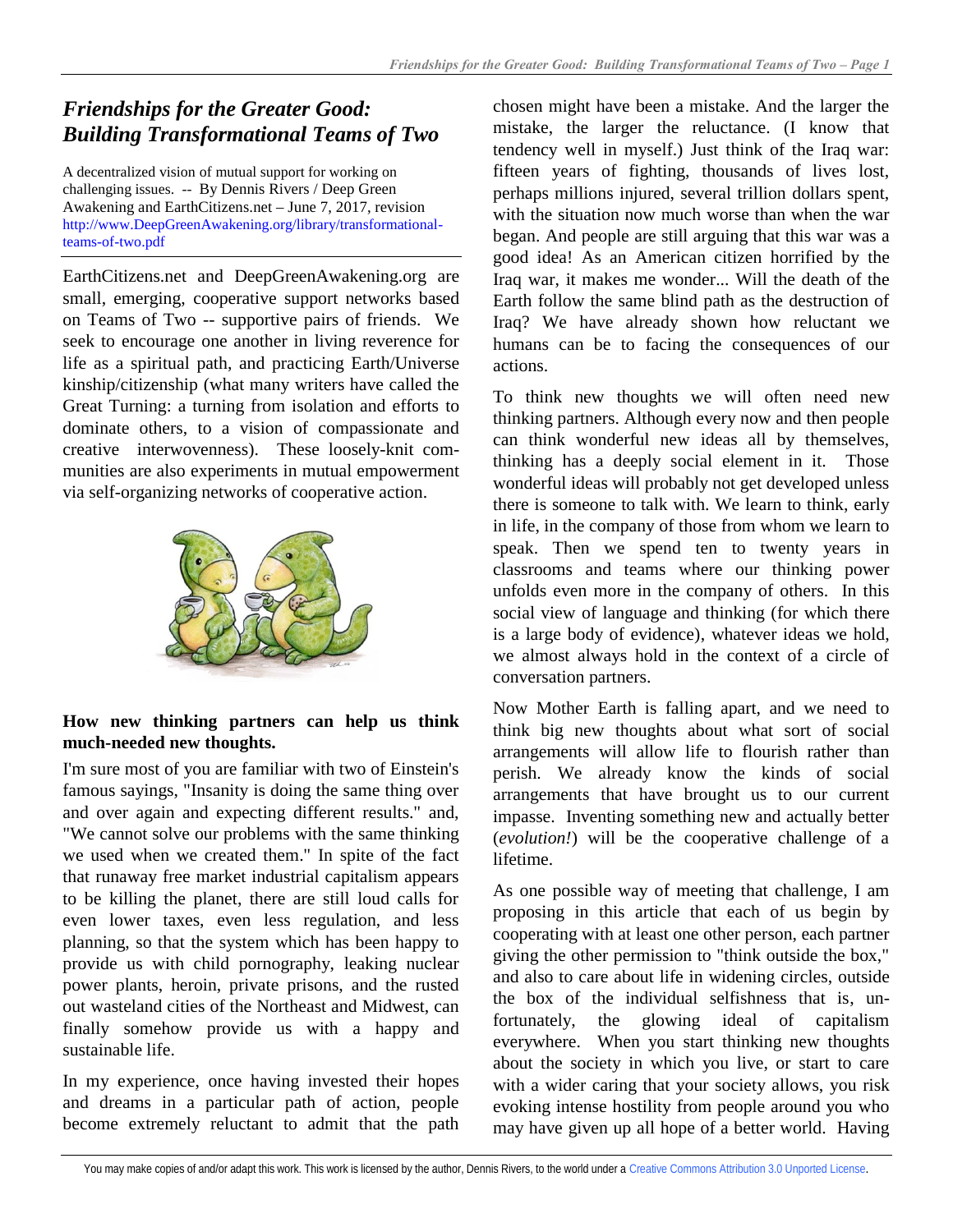# *Friendships for the Greater Good: Building Transformational Teams of Two*

A decentralized vision of mutual support for working on challenging issues. -- By Dennis Rivers / Deep Green Awakening and EarthCitizens.net – June 7, 2017, revision http://www.DeepGreenAwakening.org/library/transformational-teams-of-two.pdf

EarthCitizens.net and DeepGreenAwakening.org are small, emerging, cooperative support networks based on Teams of Two -- supportive pairs of friends. We seek to encourage one another in living reverence for life as a spiritual path, and practicing Earth/Universe kinship/citizenship (what many writers have called the Great Turning: a turning from isolation and efforts to dominate others, to a vision of compassionate and creative interwovenness). These loosely-knit communities are also experiments in mutual empowerment via self-organizing networks of cooperative action.

**How new thinking partners can help us think much-needed new thoughts.**

I'm sure most of you are familiar with two of Einstein's famous sayings, "Insanity is doing the same thing over and over again and expecting different results." and, "We cannot solve our problems with the same thinking we used when we created them." In spite of the fact that runaway free market industrial capitalism appears to be killing the planet, there are still loud calls for even lower taxes, even less regulation, and less planning, so that the system which has been happy to provide us with child pornography, leaking nuclear power plants, heroin, private prisons, and the rusted out wasteland cities of the Northeast and Midwest, can finally somehow provide us with a happy and sustainable life.

In my experience, once having invested their hopes and dreams in a particular path of action, people become extremely reluctant to admit that the path chosen might have been a mistake. And the larger the mistake, the larger the reluctance. (I know that tendency well in myself.) Just think of the Iraq war: fifteen years of fighting, thousands of lives lost, perhaps millions injured, several trillion dollars spent, with the situation now much worse than when the war began. And people are still arguing that this war was a good idea! As an American citizen horrified by the Iraq war, it makes me wonder... Will the death of the Earth follow the same blind path as the destruction of Iraq? We have already shown how reluctant we humans can be to facing the consequences of our actions.

To think new thoughts we will often need new thinking partners. Although every now and then people can think wonderful new ideas all by themselves, thinking has a deeply social element in it. Those wonderful ideas will probably not get developed unless there is someone to talk with. We learn to think, early in life, in the company of those from whom we learn to speak. Then we spend ten to twenty years in classrooms and teams where our thinking power unfolds even more in the company of others. In this social view of language and thinking (for which there is a large body of evidence), whatever ideas we hold, we almost always hold in the context of a circle of conversation partners.

Now Mother Earth is falling apart, and we need to think big new thoughts about what sort of social arrangements will allow life to flourish rather than perish. We already know the kinds of social arrangements that have brought us to our current impasse. Inventing something new and actually better (*evolution!*) will be the cooperative challenge of a lifetime.

As one possible way of meeting that challenge, I am proposing in this article that each of us begin by cooperating with at least one other person, each partner giving the other permission to "think outside the box," and also to care about life in widening circles, outside the box of the individual selfishness that is, unfortunately, the glowing ideal of capitalism everywhere. When you start thinking new thoughts about the society in which you live, or start to care with a wider caring that your society allows, you risk evoking intense hostility from people around you who may have given up all hope of a better world. Having

You may make copies of and/or adapt this work. This work is licensed by the author, Dennis Rivers, to the world under a Creative Commons Attribution 3.0 Unported License.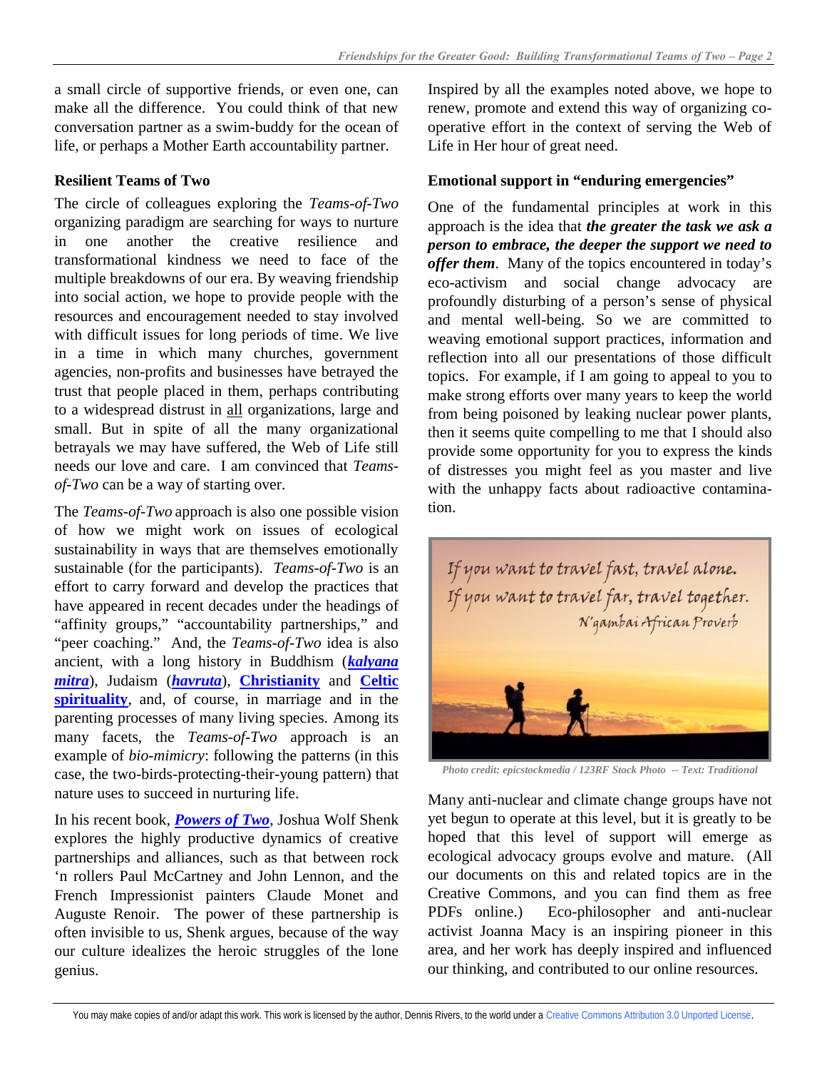a small circle of supportive friends, or even one, can make all the difference. You could think of that new conversation partner as a swim-buddy for the ocean of life, or perhaps a Mother Earth accountability partner.

**Resilient Teams of Two**

The circle of colleagues exploring the *Teams-of-Two* organizing paradigm are searching for ways to nurture in one another the creative resilience and transformational kindness we need to face of the multiple breakdowns of our era. By weaving friendship into social action, we hope to provide people with the resources and encouragement needed to stay involved with difficult issues for long periods of time. We live in a time in which many churches, government agencies, non-profits and businesses have betrayed the trust that people placed in them, perhaps contributing to a widespread distrust in all organizations, large and small. But in spite of all the many organizational betrayals we may have suffered, the Web of Life still needs our love and care. I am convinced that *Teams-of-Two* can be a way of starting over.

The *Teams-of-Two* approach is also one possible vision of how we might work on issues of ecological sustainability in ways that are themselves emotionally sustainable (for the participants). *Teams-of-Two* is an effort to carry forward and develop the practices that have appeared in recent decades under the headings of "affinity groups," "accountability partnerships," and "peer coaching." And, the *Teams-of-Two* idea is also ancient, with a long history in Buddhism (***kalyana mitra***), Judaism (***havruta***), **Christianity** and **Celtic spirituality**, and, of course, in marriage and in the parenting processes of many living species. Among its many facets, the *Teams-of-Two* approach is an example of *bio-mimicry*: following the patterns (in this case, the two-birds-protecting-their-young pattern) that nature uses to succeed in nurturing life.

In his recent book, ***Powers of Two***, Joshua Wolf Shenk explores the highly productive dynamics of creative partnerships and alliances, such as that between rock 'n rollers Paul McCartney and John Lennon, and the French Impressionist painters Claude Monet and Auguste Renoir. The power of these partnership is often invisible to us, Shenk argues, because of the way our culture idealizes the heroic struggles of the lone genius.

Inspired by all the examples noted above, we hope to renew, promote and extend this way of organizing co-operative effort in the context of serving the Web of Life in Her hour of great need.

**Emotional support in "enduring emergencies"**

One of the fundamental principles at work in this approach is the idea that ***the greater the task we ask a person to embrace, the deeper the support we need to offer them***. Many of the topics encountered in today's eco-activism and social change advocacy are profoundly disturbing of a person's sense of physical and mental well-being. So we are committed to weaving emotional support practices, information and reflection into all our presentations of those difficult topics. For example, if I am going to appeal to you to make strong efforts over many years to keep the world from being poisoned by leaking nuclear power plants, then it seems quite compelling to me that I should also provide some opportunity for you to express the kinds of distresses you might feel as you master and live with the unhappy facts about radioactive contamination.

*If you want to travel fast, travel alone. If you want to travel far, travel together.* — N'gambai African Proverb

*Photo credit: epicstockmedia / 123RF Stock Photo -- Text: Traditional*

Many anti-nuclear and climate change groups have not yet begun to operate at this level, but it is greatly to be hoped that this level of support will emerge as ecological advocacy groups evolve and mature. (All our documents on this and related topics are in the Creative Commons, and you can find them as free PDFs online.) Eco-philosopher and anti-nuclear activist Joanna Macy is an inspiring pioneer in this area, and her work has deeply inspired and influenced our thinking, and contributed to our online resources.

You may make copies of and/or adapt this work. This work is licensed by the author, Dennis Rivers, to the world under a Creative Commons Attribution 3.0 Unported License.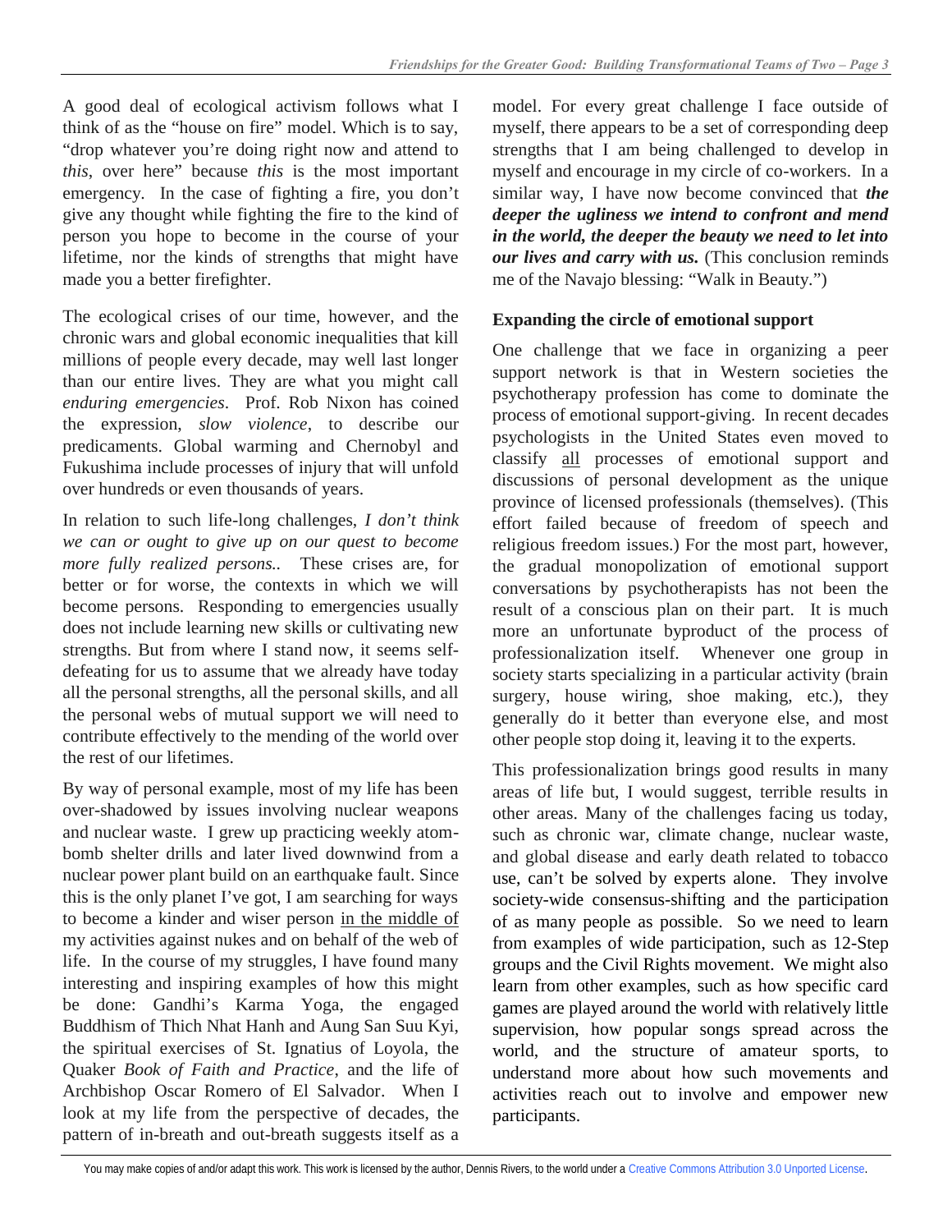A good deal of ecological activism follows what I think of as the "house on fire" model. Which is to say, "drop whatever you're doing right now and attend to *this*, over here" because *this* is the most important emergency. In the case of fighting a fire, you don't give any thought while fighting the fire to the kind of person you hope to become in the course of your lifetime, nor the kinds of strengths that might have made you a better firefighter.

The ecological crises of our time, however, and the chronic wars and global economic inequalities that kill millions of people every decade, may well last longer than our entire lives. They are what you might call *enduring emergencies*. Prof. Rob Nixon has coined the expression, *slow violence*, to describe our predicaments. Global warming and Chernobyl and Fukushima include processes of injury that will unfold over hundreds or even thousands of years.

In relation to such life-long challenges, *I don't think we can or ought to give up on our quest to become more fully realized persons.*. These crises are, for better or for worse, the contexts in which we will become persons. Responding to emergencies usually does not include learning new skills or cultivating new strengths. But from where I stand now, it seems self-defeating for us to assume that we already have today all the personal strengths, all the personal skills, and all the personal webs of mutual support we will need to contribute effectively to the mending of the world over the rest of our lifetimes.

By way of personal example, most of my life has been over-shadowed by issues involving nuclear weapons and nuclear waste. I grew up practicing weekly atom-bomb shelter drills and later lived downwind from a nuclear power plant build on an earthquake fault. Since this is the only planet I've got, I am searching for ways to become a kinder and wiser person <u>in the middle of</u> my activities against nukes and on behalf of the web of life. In the course of my struggles, I have found many interesting and inspiring examples of how this might be done: Gandhi's Karma Yoga, the engaged Buddhism of Thich Nhat Hanh and Aung San Suu Kyi, the spiritual exercises of St. Ignatius of Loyola, the Quaker *Book of Faith and Practice*, and the life of Archbishop Oscar Romero of El Salvador. When I look at my life from the perspective of decades, the pattern of in-breath and out-breath suggests itself as a model. For every great challenge I face outside of myself, there appears to be a set of corresponding deep strengths that I am being challenged to develop in myself and encourage in my circle of co-workers. In a similar way, I have now become convinced that ***the deeper the ugliness we intend to confront and mend in the world, the deeper the beauty we need to let into our lives and carry with us.*** (This conclusion reminds me of the Navajo blessing: "Walk in Beauty.")

### Expanding the circle of emotional support

One challenge that we face in organizing a peer support network is that in Western societies the psychotherapy profession has come to dominate the process of emotional support-giving. In recent decades psychologists in the United States even moved to classify <u>all</u> processes of emotional support and discussions of personal development as the unique province of licensed professionals (themselves). (This effort failed because of freedom of speech and religious freedom issues.) For the most part, however, the gradual monopolization of emotional support conversations by psychotherapists has not been the result of a conscious plan on their part. It is much more an unfortunate byproduct of the process of professionalization itself. Whenever one group in society starts specializing in a particular activity (brain surgery, house wiring, shoe making, etc.), they generally do it better than everyone else, and most other people stop doing it, leaving it to the experts.

This professionalization brings good results in many areas of life but, I would suggest, terrible results in other areas. Many of the challenges facing us today, such as chronic war, climate change, nuclear waste, and global disease and early death related to tobacco use, can't be solved by experts alone. They involve society-wide consensus-shifting and the participation of as many people as possible. So we need to learn from examples of wide participation, such as 12-Step groups and the Civil Rights movement. We might also learn from other examples, such as how specific card games are played around the world with relatively little supervision, how popular songs spread across the world, and the structure of amateur sports, to understand more about how such movements and activities reach out to involve and empower new participants.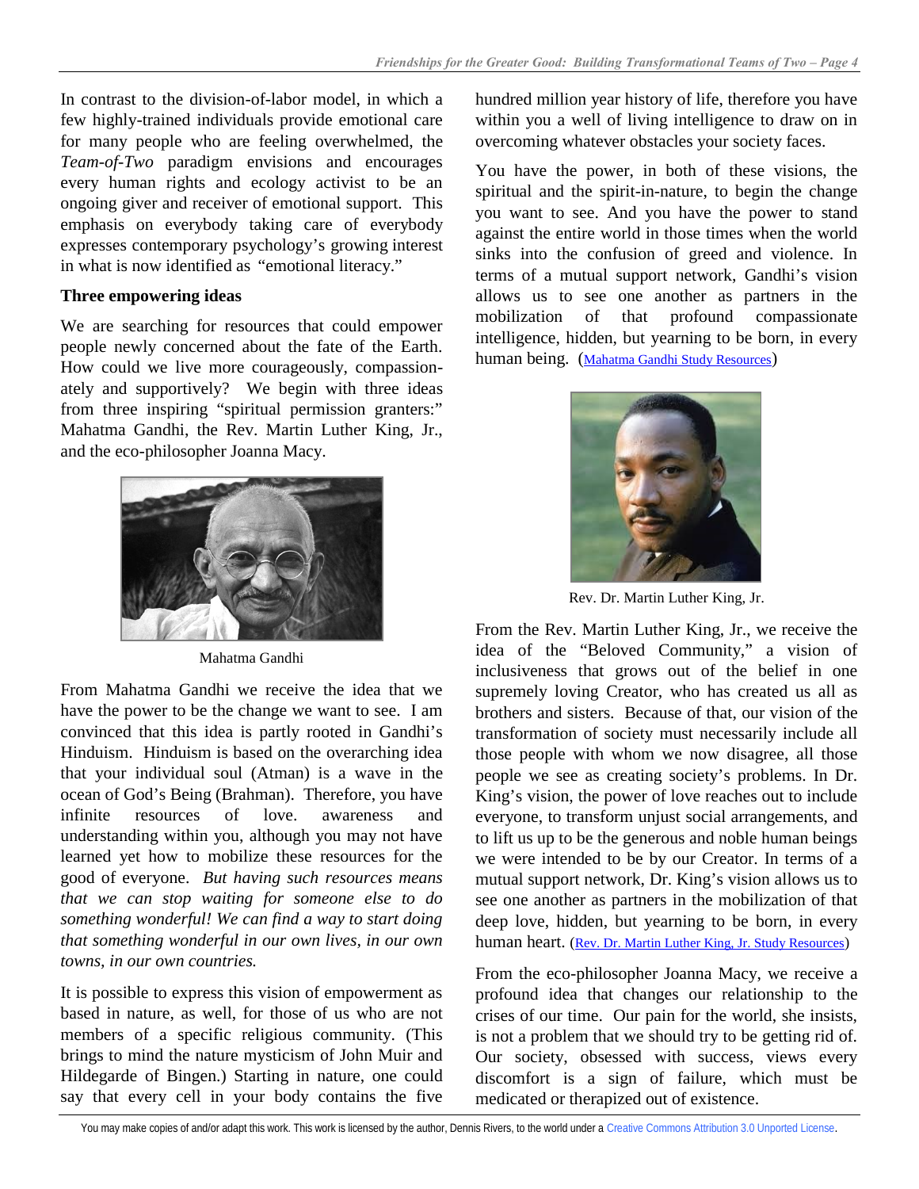In contrast to the division-of-labor model, in which a few highly-trained individuals provide emotional care for many people who are feeling overwhelmed, the *Team-of-Two* paradigm envisions and encourages every human rights and ecology activist to be an ongoing giver and receiver of emotional support. This emphasis on everybody taking care of everybody expresses contemporary psychology's growing interest in what is now identified as "emotional literacy."

**Three empowering ideas**

We are searching for resources that could empower people newly concerned about the fate of the Earth. How could we live more courageously, compassionately and supportively? We begin with three ideas from three inspiring "spiritual permission granters:" Mahatma Gandhi, the Rev. Martin Luther King, Jr., and the eco-philosopher Joanna Macy.

Mahatma Gandhi

From Mahatma Gandhi we receive the idea that we have the power to be the change we want to see. I am convinced that this idea is partly rooted in Gandhi's Hinduism. Hinduism is based on the overarching idea that your individual soul (Atman) is a wave in the ocean of God's Being (Brahman). Therefore, you have infinite resources of love. awareness and understanding within you, although you may not have learned yet how to mobilize these resources for the good of everyone. *But having such resources means that we can stop waiting for someone else to do something wonderful! We can find a way to start doing that something wonderful in our own lives, in our own towns, in our own countries.*

It is possible to express this vision of empowerment as based in nature, as well, for those of us who are not members of a specific religious community. (This brings to mind the nature mysticism of John Muir and Hildegarde of Bingen.) Starting in nature, one could say that every cell in your body contains the five hundred million year history of life, therefore you have within you a well of living intelligence to draw on in overcoming whatever obstacles your society faces.

You have the power, in both of these visions, the spiritual and the spirit-in-nature, to begin the change you want to see. And you have the power to stand against the entire world in those times when the world sinks into the confusion of greed and violence. In terms of a mutual support network, Gandhi's vision allows us to see one another as partners in the mobilization of that profound compassionate intelligence, hidden, but yearning to be born, in every human being. (Mahatma Gandhi Study Resources)

Rev. Dr. Martin Luther King, Jr.

From the Rev. Martin Luther King, Jr., we receive the idea of the "Beloved Community," a vision of inclusiveness that grows out of the belief in one supremely loving Creator, who has created us all as brothers and sisters. Because of that, our vision of the transformation of society must necessarily include all those people with whom we now disagree, all those people we see as creating society's problems. In Dr. King's vision, the power of love reaches out to include everyone, to transform unjust social arrangements, and to lift us up to be the generous and noble human beings we were intended to be by our Creator. In terms of a mutual support network, Dr. King's vision allows us to see one another as partners in the mobilization of that deep love, hidden, but yearning to be born, in every human heart. (Rev. Dr. Martin Luther King, Jr. Study Resources)

From the eco-philosopher Joanna Macy, we receive a profound idea that changes our relationship to the crises of our time. Our pain for the world, she insists, is not a problem that we should try to be getting rid of. Our society, obsessed with success, views every discomfort is a sign of failure, which must be medicated or therapized out of existence.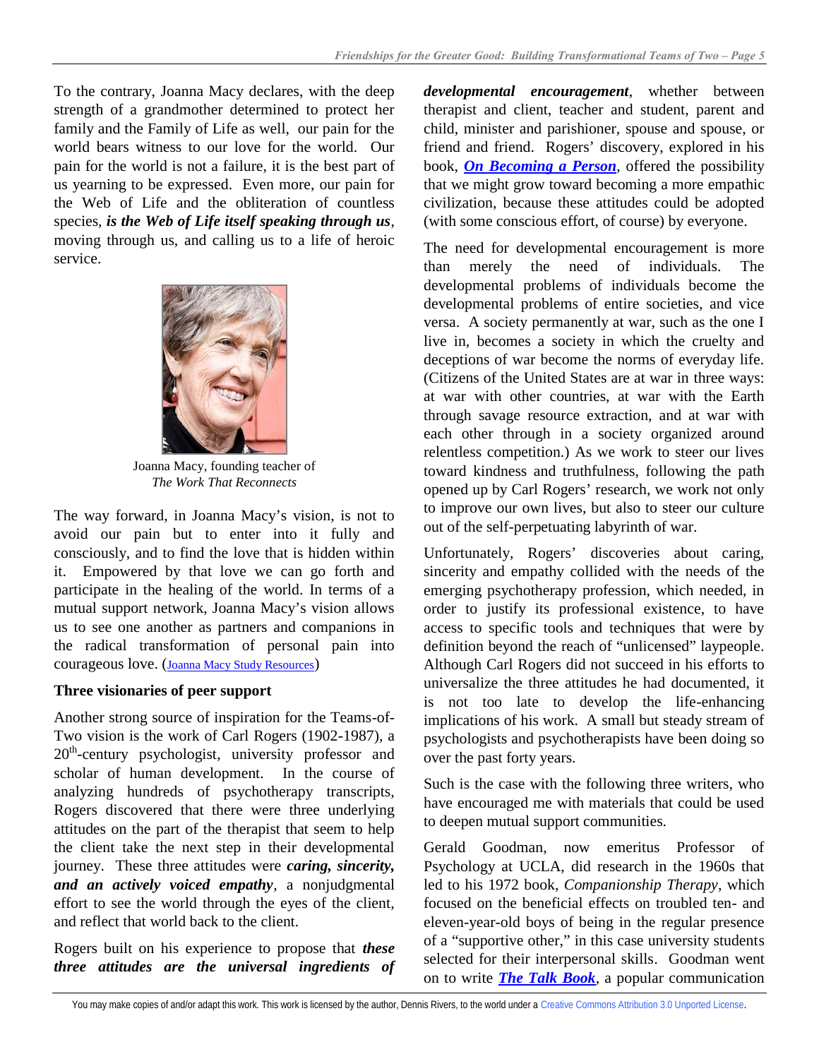To the contrary, Joanna Macy declares, with the deep strength of a grandmother determined to protect her family and the Family of Life as well, our pain for the world bears witness to our love for the world. Our pain for the world is not a failure, it is the best part of us yearning to be expressed. Even more, our pain for the Web of Life and the obliteration of countless species, ***is the Web of Life itself speaking through us***, moving through us, and calling us to a life of heroic service.

Joanna Macy, founding teacher of *The Work That Reconnects*

The way forward, in Joanna Macy's vision, is not to avoid our pain but to enter into it fully and consciously, and to find the love that is hidden within it. Empowered by that love we can go forth and participate in the healing of the world. In terms of a mutual support network, Joanna Macy's vision allows us to see one another as partners and companions in the radical transformation of personal pain into courageous love. (Joanna Macy Study Resources)

**Three visionaries of peer support**

Another strong source of inspiration for the Teams-of-Two vision is the work of Carl Rogers (1902-1987), a 20th-century psychologist, university professor and scholar of human development. In the course of analyzing hundreds of psychotherapy transcripts, Rogers discovered that there were three underlying attitudes on the part of the therapist that seem to help the client take the next step in their developmental journey. These three attitudes were ***caring, sincerity, and an actively voiced empathy***, a nonjudgmental effort to see the world through the eyes of the client, and reflect that world back to the client.

Rogers built on his experience to propose that ***these three attitudes are the universal ingredients of developmental encouragement***, whether between therapist and client, teacher and student, parent and child, minister and parishioner, spouse and spouse, or friend and friend. Rogers' discovery, explored in his book, ***On Becoming a Person***, offered the possibility that we might grow toward becoming a more empathic civilization, because these attitudes could be adopted (with some conscious effort, of course) by everyone.

The need for developmental encouragement is more than merely the need of individuals. The developmental problems of individuals become the developmental problems of entire societies, and vice versa. A society permanently at war, such as the one I live in, becomes a society in which the cruelty and deceptions of war become the norms of everyday life. (Citizens of the United States are at war in three ways: at war with other countries, at war with the Earth through savage resource extraction, and at war with each other through in a society organized around relentless competition.) As we work to steer our lives toward kindness and truthfulness, following the path opened up by Carl Rogers' research, we work not only to improve our own lives, but also to steer our culture out of the self-perpetuating labyrinth of war.

Unfortunately, Rogers' discoveries about caring, sincerity and empathy collided with the needs of the emerging psychotherapy profession, which needed, in order to justify its professional existence, to have access to specific tools and techniques that were by definition beyond the reach of "unlicensed" laypeople. Although Carl Rogers did not succeed in his efforts to universalize the three attitudes he had documented, it is not too late to develop the life-enhancing implications of his work. A small but steady stream of psychologists and psychotherapists have been doing so over the past forty years.

Such is the case with the following three writers, who have encouraged me with materials that could be used to deepen mutual support communities.

Gerald Goodman, now emeritus Professor of Psychology at UCLA, did research in the 1960s that led to his 1972 book, *Companionship Therapy*, which focused on the beneficial effects on troubled ten- and eleven-year-old boys of being in the regular presence of a "supportive other," in this case university students selected for their interpersonal skills. Goodman went on to write ***The Talk Book***, a popular communication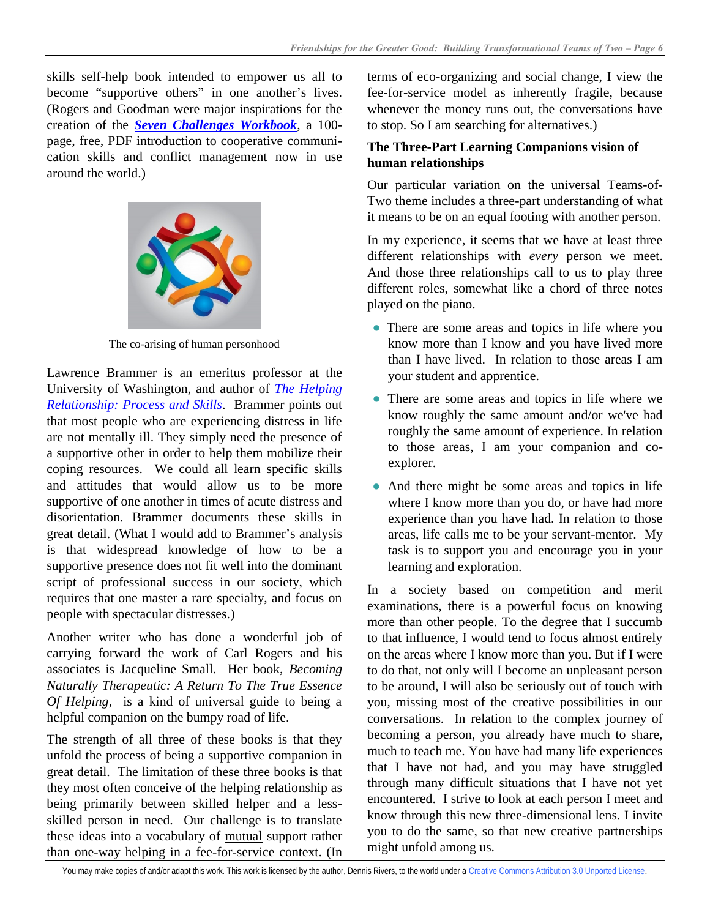skills self-help book intended to empower us all to become "supportive others" in one another's lives. (Rogers and Goodman were major inspirations for the creation of the ***Seven Challenges Workbook***, a 100-page, free, PDF introduction to cooperative communication skills and conflict management now in use around the world.)

The co-arising of human personhood

Lawrence Brammer is an emeritus professor at the University of Washington, and author of *The Helping Relationship: Process and Skills*. Brammer points out that most people who are experiencing distress in life are not mentally ill. They simply need the presence of a supportive other in order to help them mobilize their coping resources. We could all learn specific skills and attitudes that would allow us to be more supportive of one another in times of acute distress and disorientation. Brammer documents these skills in great detail. (What I would add to Brammer's analysis is that widespread knowledge of how to be a supportive presence does not fit well into the dominant script of professional success in our society, which requires that one master a rare specialty, and focus on people with spectacular distresses.)

Another writer who has done a wonderful job of carrying forward the work of Carl Rogers and his associates is Jacqueline Small. Her book, *Becoming Naturally Therapeutic: A Return To The True Essence Of Helping*, is a kind of universal guide to being a helpful companion on the bumpy road of life.

The strength of all three of these books is that they unfold the process of being a supportive companion in great detail. The limitation of these three books is that they most often conceive of the helping relationship as being primarily between skilled helper and a less-skilled person in need. Our challenge is to translate these ideas into a vocabulary of mutual support rather than one-way helping in a fee-for-service context. (In terms of eco-organizing and social change, I view the fee-for-service model as inherently fragile, because whenever the money runs out, the conversations have to stop. So I am searching for alternatives.)

**The Three-Part Learning Companions vision of human relationships**

Our particular variation on the universal Teams-of-Two theme includes a three-part understanding of what it means to be on an equal footing with another person.

In my experience, it seems that we have at least three different relationships with *every* person we meet. And those three relationships call to us to play three different roles, somewhat like a chord of three notes played on the piano.

- There are some areas and topics in life where you know more than I know and you have lived more than I have lived. In relation to those areas I am your student and apprentice.
- There are some areas and topics in life where we know roughly the same amount and/or we've had roughly the same amount of experience. In relation to those areas, I am your companion and co-explorer.
- And there might be some areas and topics in life where I know more than you do, or have had more experience than you have had. In relation to those areas, life calls me to be your servant-mentor. My task is to support you and encourage you in your learning and exploration.

In a society based on competition and merit examinations, there is a powerful focus on knowing more than other people. To the degree that I succumb to that influence, I would tend to focus almost entirely on the areas where I know more than you. But if I were to do that, not only will I become an unpleasant person to be around, I will also be seriously out of touch with you, missing most of the creative possibilities in our conversations. In relation to the complex journey of becoming a person, you already have much to share, much to teach me. You have had many life experiences that I have not had, and you may have struggled through many difficult situations that I have not yet encountered. I strive to look at each person I meet and know through this new three-dimensional lens. I invite you to do the same, so that new creative partnerships might unfold among us.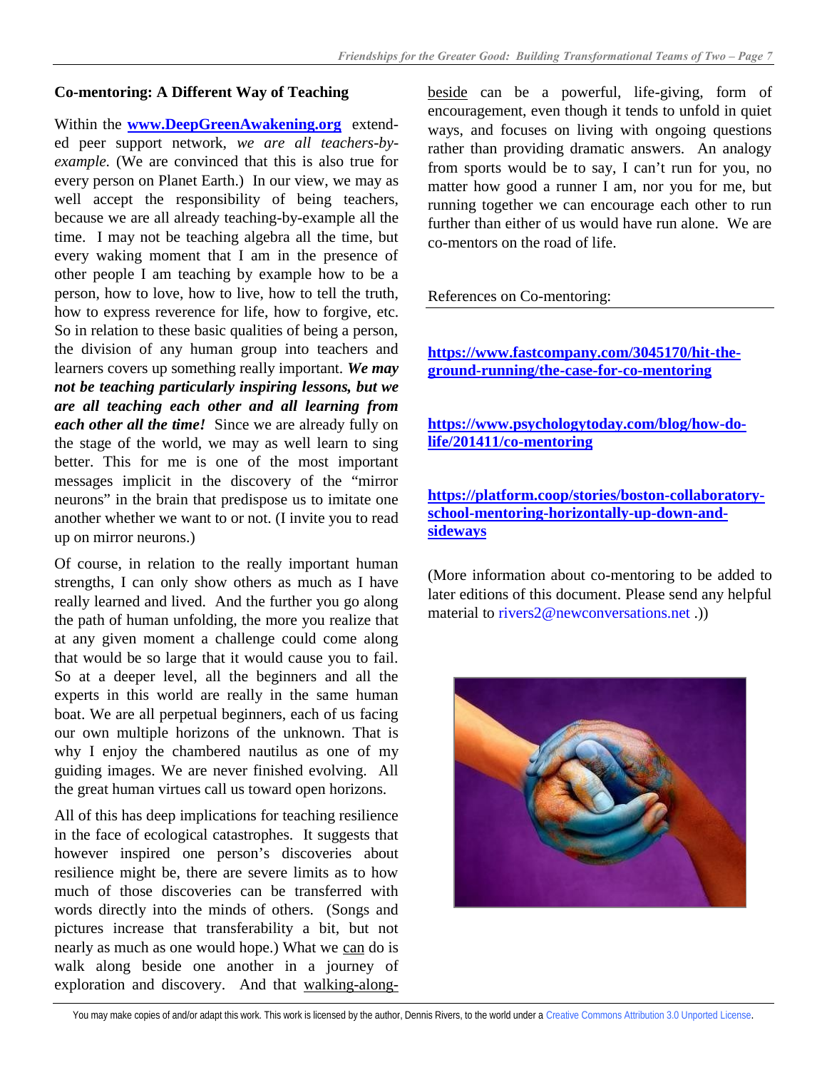## Co-mentoring: A Different Way of Teaching

Within the **[www.DeepGreenAwakening.org](http://www.DeepGreenAwakening.org)** extended peer support network, *we are all teachers-by-example.* (We are convinced that this is also true for every person on Planet Earth.) In our view, we may as well accept the responsibility of being teachers, because we are all already teaching-by-example all the time. I may not be teaching algebra all the time, but every waking moment that I am in the presence of other people I am teaching by example how to be a person, how to love, how to live, how to tell the truth, how to express reverence for life, how to forgive, etc. So in relation to these basic qualities of being a person, the division of any human group into teachers and learners covers up something really important. ***We may not be teaching particularly inspiring lessons, but we are all teaching each other and all learning from each other all the time!*** Since we are already fully on the stage of the world, we may as well learn to sing better. This for me is one of the most important messages implicit in the discovery of the "mirror neurons" in the brain that predispose us to imitate one another whether we want to or not. (I invite you to read up on mirror neurons.)

Of course, in relation to the really important human strengths, I can only show others as much as I have really learned and lived. And the further you go along the path of human unfolding, the more you realize that at any given moment a challenge could come along that would be so large that it would cause you to fail. So at a deeper level, all the beginners and all the experts in this world are really in the same human boat. We are all perpetual beginners, each of us facing our own multiple horizons of the unknown. That is why I enjoy the chambered nautilus as one of my guiding images. We are never finished evolving. All the great human virtues call us toward open horizons.

All of this has deep implications for teaching resilience in the face of ecological catastrophes. It suggests that however inspired one person's discoveries about resilience might be, there are severe limits as to how much of those discoveries can be transferred with words directly into the minds of others. (Songs and pictures increase that transferability a bit, but not nearly as much as one would hope.) What we can do is walk along beside one another in a journey of exploration and discovery. And that walking-along-beside can be a powerful, life-giving, form of encouragement, even though it tends to unfold in quiet ways, and focuses on living with ongoing questions rather than providing dramatic answers. An analogy from sports would be to say, I can't run for you, no matter how good a runner I am, nor you for me, but running together we can encourage each other to run further than either of us would have run alone. We are co-mentors on the road of life.

References on Co-mentoring:

**https://www.fastcompany.com/3045170/hit-the-ground-running/the-case-for-co-mentoring**

**https://www.psychologytoday.com/blog/how-do-life/201411/co-mentoring**

**https://platform.coop/stories/boston-collaboratory-school-mentoring-horizontally-up-down-and-sideways**

(More information about co-mentoring to be added to later editions of this document. Please send any helpful material to rivers2@newconversations.net .))

You may make copies of and/or adapt this work. This work is licensed by the author, Dennis Rivers, to the world under a Creative Commons Attribution 3.0 Unported License.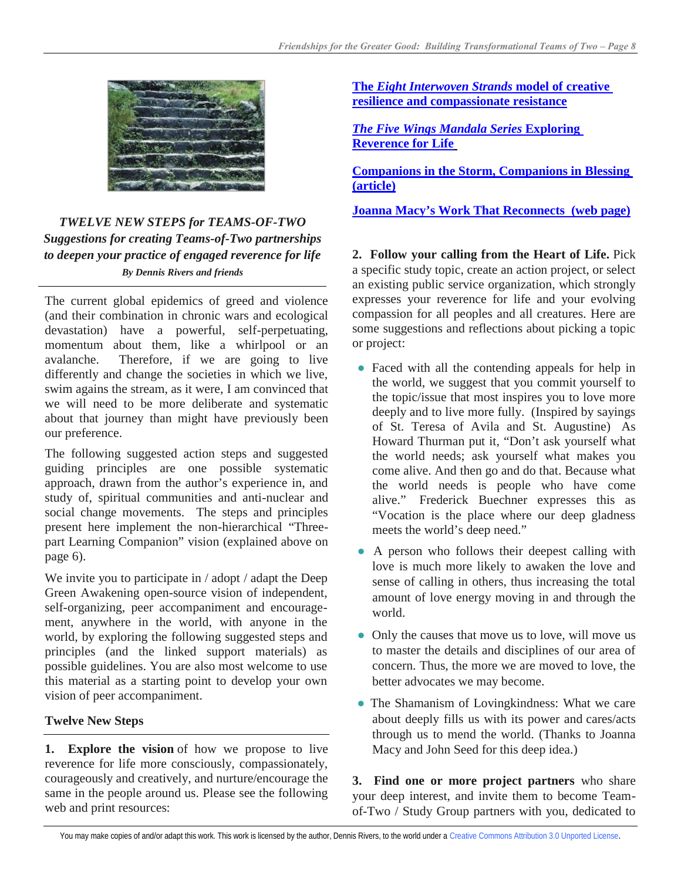### *TWELVE NEW STEPS for TEAMS-OF-TWO*
### *Suggestions for creating Teams-of-Two partnerships to deepen your practice of engaged reverence for life*

***By Dennis Rivers and friends***

The current global epidemics of greed and violence (and their combination in chronic wars and ecological devastation) have a powerful, self-perpetuating, momentum about them, like a whirlpool or an avalanche. Therefore, if we are going to live differently and change the societies in which we live, swim agains the stream, as it were, I am convinced that we will need to be more deliberate and systematic about that journey than might have previously been our preference.

The following suggested action steps and suggested guiding principles are one possible systematic approach, drawn from the author's experience in, and study of, spiritual communities and anti-nuclear and social change movements. The steps and principles present here implement the non-hierarchical "Three-part Learning Companion" vision (explained above on page 6).

We invite you to participate in / adopt / adapt the Deep Green Awakening open-source vision of independent, self-organizing, peer accompaniment and encouragement, anywhere in the world, with anyone in the world, by exploring the following suggested steps and principles (and the linked support materials) as possible guidelines. You are also most welcome to use this material as a starting point to develop your own vision of peer accompaniment.

**Twelve New Steps**

**1. Explore the vision** of how we propose to live reverence for life more consciously, compassionately, courageously and creatively, and nurture/encourage the same in the people around us. Please see the following web and print resources:

**The *Eight Interwoven Strands* model of creative resilience and compassionate resistance**

***The Five Wings Mandala Series* Exploring Reverence for Life**

**Companions in the Storm, Companions in Blessing (article)**

**Joanna Macy's Work That Reconnects (web page)**

**2. Follow your calling from the Heart of Life.** Pick a specific study topic, create an action project, or select an existing public service organization, which strongly expresses your reverence for life and your evolving compassion for all peoples and all creatures. Here are some suggestions and reflections about picking a topic or project:

- Faced with all the contending appeals for help in the world, we suggest that you commit yourself to the topic/issue that most inspires you to love more deeply and to live more fully. (Inspired by sayings of St. Teresa of Avila and St. Augustine) As Howard Thurman put it, "Don't ask yourself what the world needs; ask yourself what makes you come alive. And then go and do that. Because what the world needs is people who have come alive." Frederick Buechner expresses this as "Vocation is the place where our deep gladness meets the world's deep need."
- A person who follows their deepest calling with love is much more likely to awaken the love and sense of calling in others, thus increasing the total amount of love energy moving in and through the world.
- Only the causes that move us to love, will move us to master the details and disciplines of our area of concern. Thus, the more we are moved to love, the better advocates we may become.
- The Shamanism of Lovingkindness: What we care about deeply fills us with its power and cares/acts through us to mend the world. (Thanks to Joanna Macy and John Seed for this deep idea.)

**3. Find one or more project partners** who share your deep interest, and invite them to become Team-of-Two / Study Group partners with you, dedicated to

You may make copies of and/or adapt this work. This work is licensed by the author, Dennis Rivers, to the world under a Creative Commons Attribution 3.0 Unported License.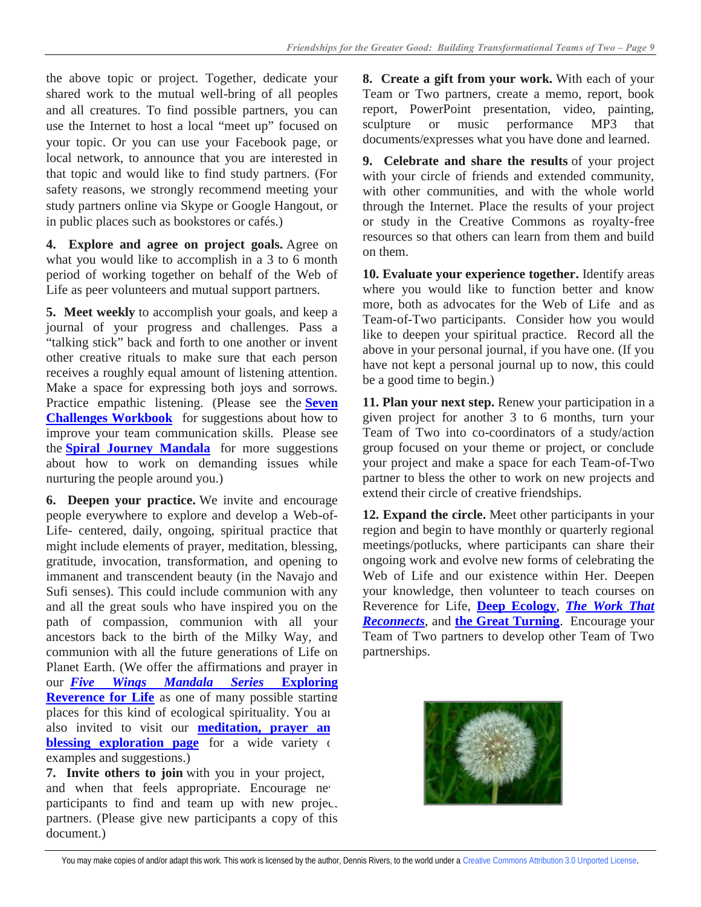the above topic or project. Together, dedicate your shared work to the mutual well-bring of all peoples and all creatures. To find possible partners, you can use the Internet to host a local "meet up" focused on your topic. Or you can use your Facebook page, or local network, to announce that you are interested in that topic and would like to find study partners. (For safety reasons, we strongly recommend meeting your study partners online via Skype or Google Hangout, or in public places such as bookstores or cafés.)

**4. Explore and agree on project goals.** Agree on what you would like to accomplish in a 3 to 6 month period of working together on behalf of the Web of Life as peer volunteers and mutual support partners.

**5. Meet weekly** to accomplish your goals, and keep a journal of your progress and challenges. Pass a "talking stick" back and forth to one another or invent other creative rituals to make sure that each person receives a roughly equal amount of listening attention. Make a space for expressing both joys and sorrows. Practice empathic listening. (Please see the **Seven Challenges Workbook** for suggestions about how to improve your team communication skills. Please see the **Spiral Journey Mandala** for more suggestions about how to work on demanding issues while nurturing the people around you.)

**6. Deepen your practice.** We invite and encourage people everywhere to explore and develop a Web-of-Life- centered, daily, ongoing, spiritual practice that might include elements of prayer, meditation, blessing, gratitude, invocation, transformation, and opening to immanent and transcendent beauty (in the Navajo and Sufi senses). This could include communion with any and all the great souls who have inspired you on the path of compassion, communion with all your ancestors back to the birth of the Milky Way, and communion with all the future generations of Life on Planet Earth. (We offer the affirmations and prayer in our ***Five Wings Mandala Series* Exploring Reverence for Life** as one of many possible starting places for this kind of ecological spirituality. You are also invited to visit our **meditation, prayer and blessing exploration page** for a wide variety of examples and suggestions.)

**7. Invite others to join** with you in your project, and when that feels appropriate. Encourage new participants to find and team up with new project partners. (Please give new participants a copy of this document.)

**8. Create a gift from your work.** With each of your Team or Two partners, create a memo, report, book report, PowerPoint presentation, video, painting, sculpture or music performance MP3 that documents/expresses what you have done and learned.

**9. Celebrate and share the results** of your project with your circle of friends and extended community, with other communities, and with the whole world through the Internet. Place the results of your project or study in the Creative Commons as royalty-free resources so that others can learn from them and build on them.

**10. Evaluate your experience together.** Identify areas where you would like to function better and know more, both as advocates for the Web of Life and as Team-of-Two participants. Consider how you would like to deepen your spiritual practice. Record all the above in your personal journal, if you have one. (If you have not kept a personal journal up to now, this could be a good time to begin.)

**11. Plan your next step.** Renew your participation in a given project for another 3 to 6 months, turn your Team of Two into co-coordinators of a study/action group focused on your theme or project, or conclude your project and make a space for each Team-of-Two partner to bless the other to work on new projects and extend their circle of creative friendships.

**12. Expand the circle.** Meet other participants in your region and begin to have monthly or quarterly regional meetings/potlucks, where participants can share their ongoing work and evolve new forms of celebrating the Web of Life and our existence within Her. Deepen your knowledge, then volunteer to teach courses on Reverence for Life, **Deep Ecology**, ***The Work That Reconnects***, and **the Great Turning**. Encourage your Team of Two partners to develop other Team of Two partnerships.

You may make copies of and/or adapt this work. This work is licensed by the author, Dennis Rivers, to the world under a Creative Commons Attribution 3.0 Unported License.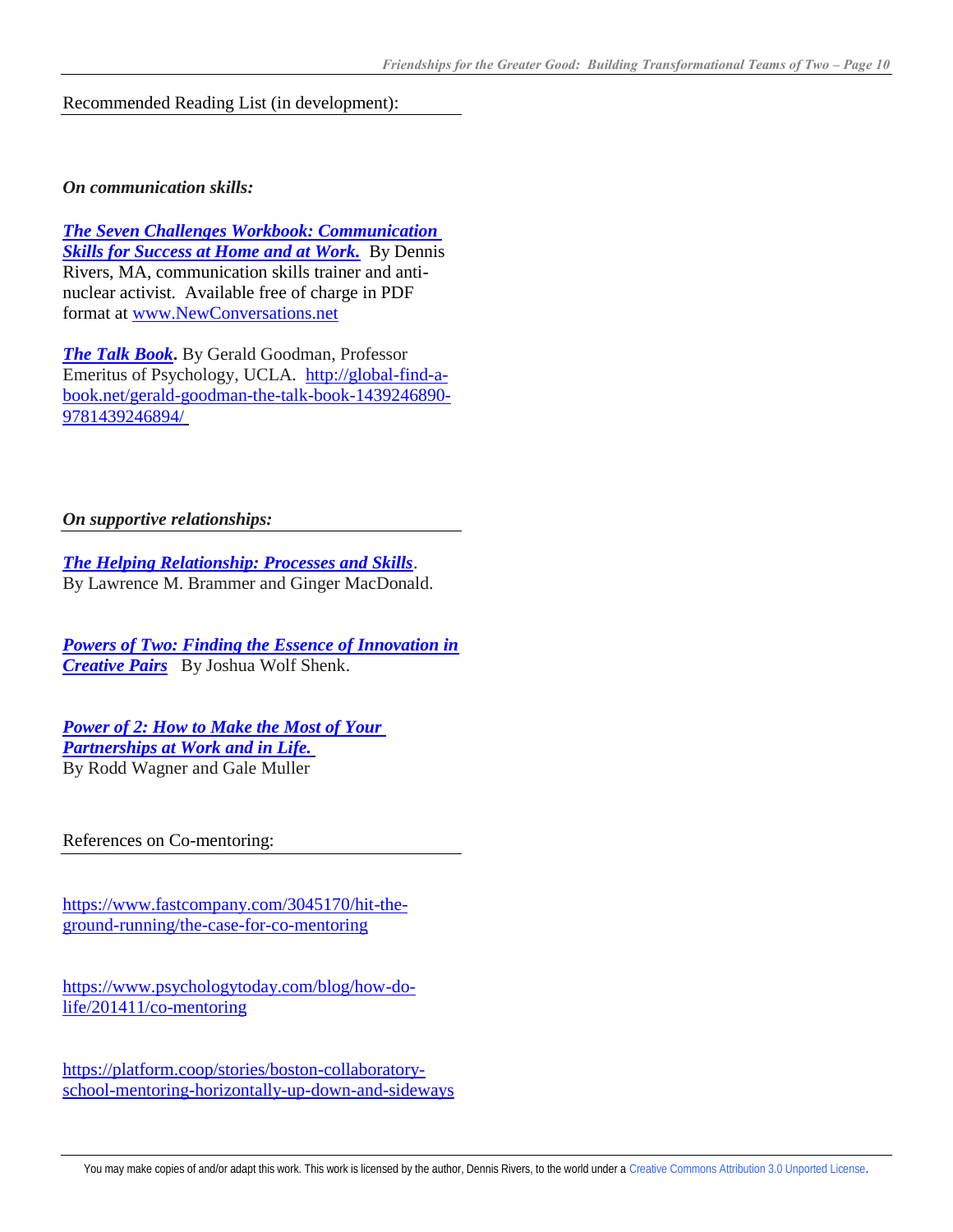## Recommended Reading List (in development):

***On communication skills:***

***The Seven Challenges Workbook: Communication Skills for Success at Home and at Work.*** By Dennis Rivers, MA, communication skills trainer and anti-nuclear activist. Available free of charge in PDF format at www.NewConversations.net

***The Talk Book*.** By Gerald Goodman, Professor Emeritus of Psychology, UCLA. http://global-find-a-book.net/gerald-goodman-the-talk-book-1439246890-9781439246894/

***On supportive relationships:***

***The Helping Relationship: Processes and Skills*.** By Lawrence M. Brammer and Ginger MacDonald.

***Powers of Two: Finding the Essence of Innovation in Creative Pairs*** By Joshua Wolf Shenk.

***Power of 2: How to Make the Most of Your Partnerships at Work and in Life.*** By Rodd Wagner and Gale Muller

## References on Co-mentoring:

https://www.fastcompany.com/3045170/hit-the-ground-running/the-case-for-co-mentoring

https://www.psychologytoday.com/blog/how-do-life/201411/co-mentoring

https://platform.coop/stories/boston-collaboratory-school-mentoring-horizontally-up-down-and-sideways

You may make copies of and/or adapt this work. This work is licensed by the author, Dennis Rivers, to the world under a Creative Commons Attribution 3.0 Unported License.